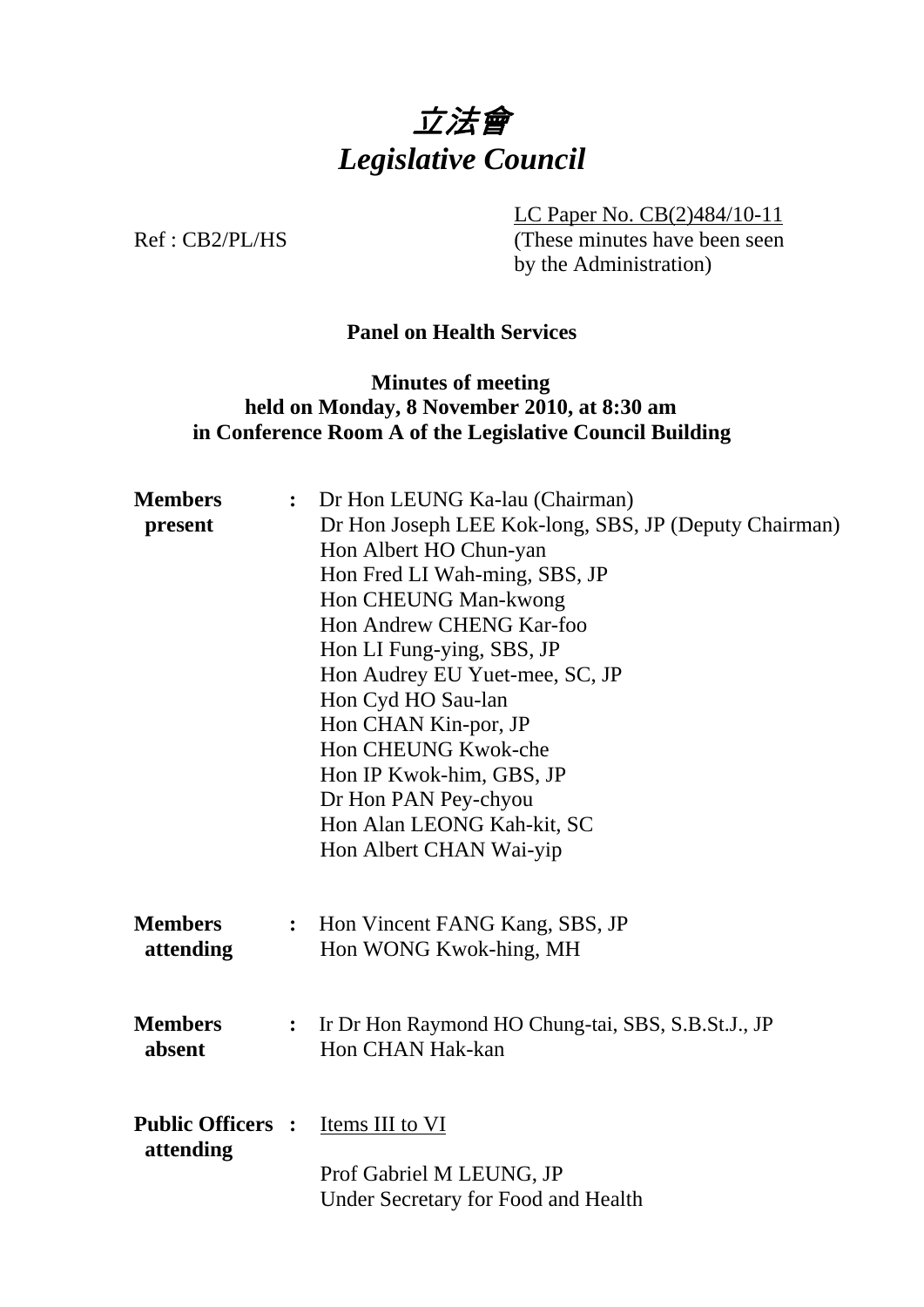# *立法會*
# *Legislative Council*

Ref : CB2/PL/HS

LC Paper No. CB(2)484/10-11
(These minutes have been seen by the Administration)

**Panel on Health Services**

**Minutes of meeting**
**held on Monday, 8 November 2010, at 8:30 am**
**in Conference Room A of the Legislative Council Building**

**Members present** : Dr Hon LEUNG Ka-lau (Chairman)
Dr Hon Joseph LEE Kok-long, SBS, JP (Deputy Chairman)
Hon Albert HO Chun-yan
Hon Fred LI Wah-ming, SBS, JP
Hon CHEUNG Man-kwong
Hon Andrew CHENG Kar-foo
Hon LI Fung-ying, SBS, JP
Hon Audrey EU Yuet-mee, SC, JP
Hon Cyd HO Sau-lan
Hon CHAN Kin-por, JP
Hon CHEUNG Kwok-che
Hon IP Kwok-him, GBS, JP
Dr Hon PAN Pey-chyou
Hon Alan LEONG Kah-kit, SC
Hon Albert CHAN Wai-yip

**Members attending** : Hon Vincent FANG Kang, SBS, JP
Hon WONG Kwok-hing, MH

**Members absent** : Ir Dr Hon Raymond HO Chung-tai, SBS, S.B.St.J., JP
Hon CHAN Hak-kan

**Public Officers attending** : Items III to VI

Prof Gabriel M LEUNG, JP
Under Secretary for Food and Health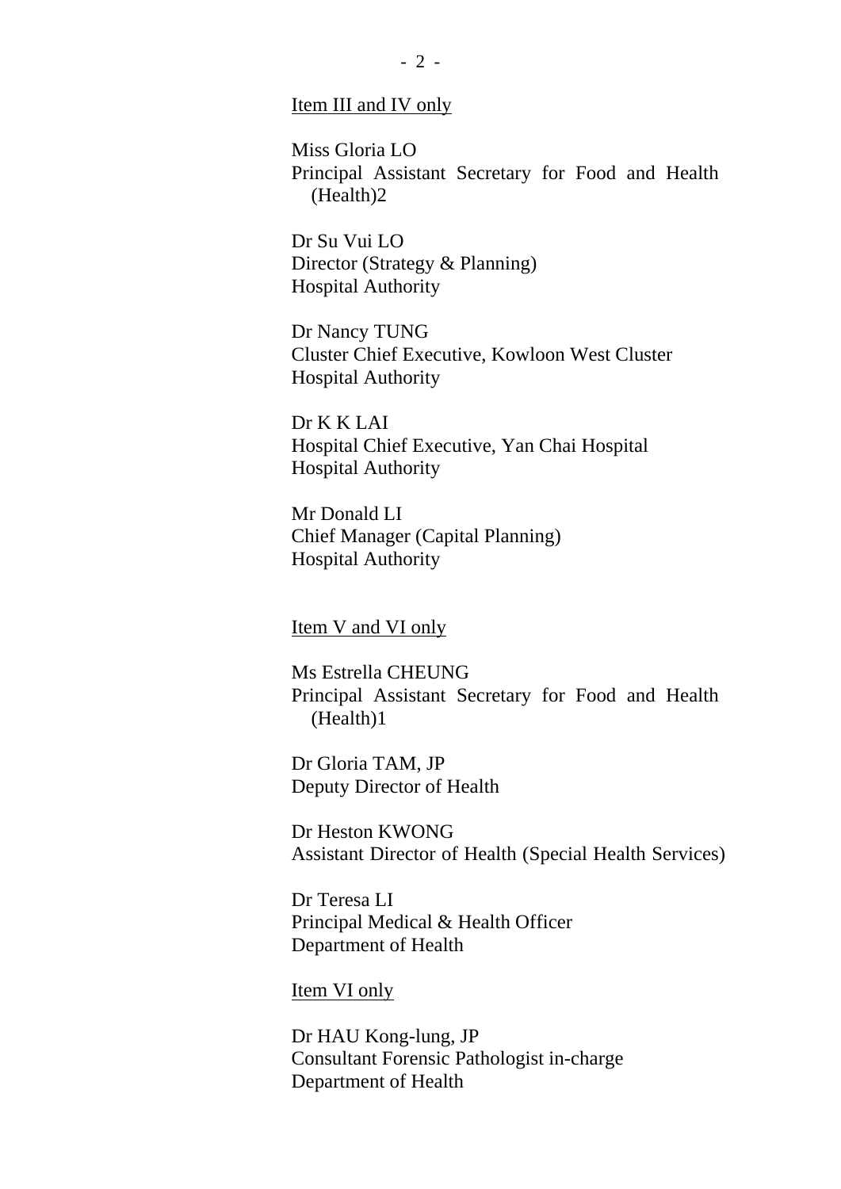Item III and IV only

Miss Gloria LO
Principal Assistant Secretary for Food and Health (Health)2

Dr Su Vui LO
Director (Strategy & Planning)
Hospital Authority

Dr Nancy TUNG
Cluster Chief Executive, Kowloon West Cluster
Hospital Authority

Dr K K LAI
Hospital Chief Executive, Yan Chai Hospital
Hospital Authority

Mr Donald LI
Chief Manager (Capital Planning)
Hospital Authority

Item V and VI only

Ms Estrella CHEUNG
Principal Assistant Secretary for Food and Health (Health)1

Dr Gloria TAM, JP
Deputy Director of Health

Dr Heston KWONG
Assistant Director of Health (Special Health Services)

Dr Teresa LI
Principal Medical & Health Officer
Department of Health

Item VI only

Dr HAU Kong-lung, JP
Consultant Forensic Pathologist in-charge
Department of Health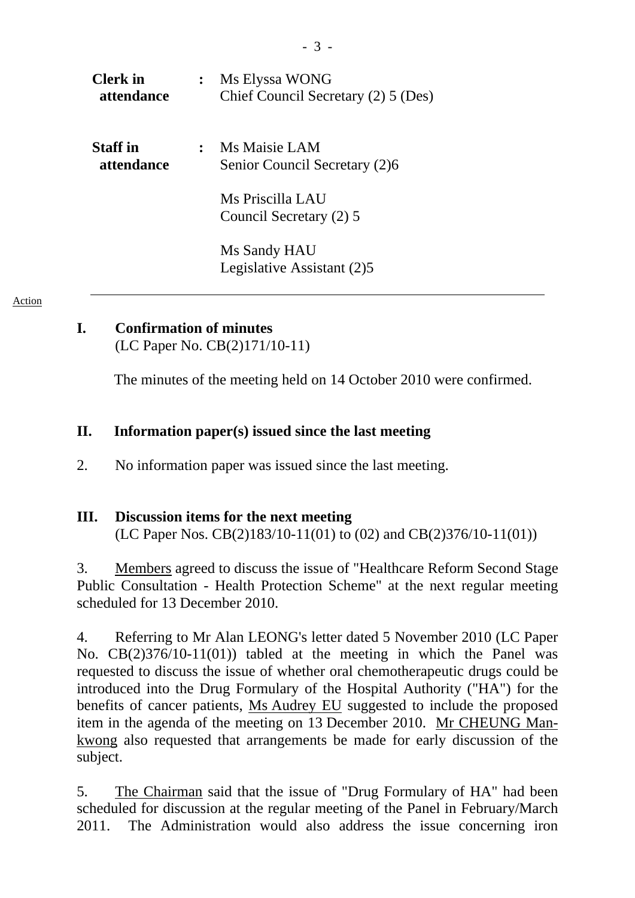| | | |
|---|---|---|
| **Clerk in attendance** | **:** | Ms Elyssa WONG<br>Chief Council Secretary (2) 5 (Des) |
| **Staff in attendance** | **:** | Ms Maisie LAM<br>Senior Council Secretary (2)6<br><br>Ms Priscilla LAU<br>Council Secretary (2) 5<br><br>Ms Sandy HAU<br>Legislative Assistant (2)5 |

---

Action

## I. Confirmation of minutes
(LC Paper No. CB(2)171/10-11)

The minutes of the meeting held on 14 October 2010 were confirmed.

## II. Information paper(s) issued since the last meeting

2. No information paper was issued since the last meeting.

## III. Discussion items for the next meeting
(LC Paper Nos. CB(2)183/10-11(01) to (02) and CB(2)376/10-11(01))

3. Members agreed to discuss the issue of "Healthcare Reform Second Stage Public Consultation - Health Protection Scheme" at the next regular meeting scheduled for 13 December 2010.

4. Referring to Mr Alan LEONG's letter dated 5 November 2010 (LC Paper No. CB(2)376/10-11(01)) tabled at the meeting in which the Panel was requested to discuss the issue of whether oral chemotherapeutic drugs could be introduced into the Drug Formulary of the Hospital Authority ("HA") for the benefits of cancer patients, Ms Audrey EU suggested to include the proposed item in the agenda of the meeting on 13 December 2010. Mr CHEUNG Man-kwong also requested that arrangements be made for early discussion of the subject.

5. The Chairman said that the issue of "Drug Formulary of HA" had been scheduled for discussion at the regular meeting of the Panel in February/March 2011. The Administration would also address the issue concerning iron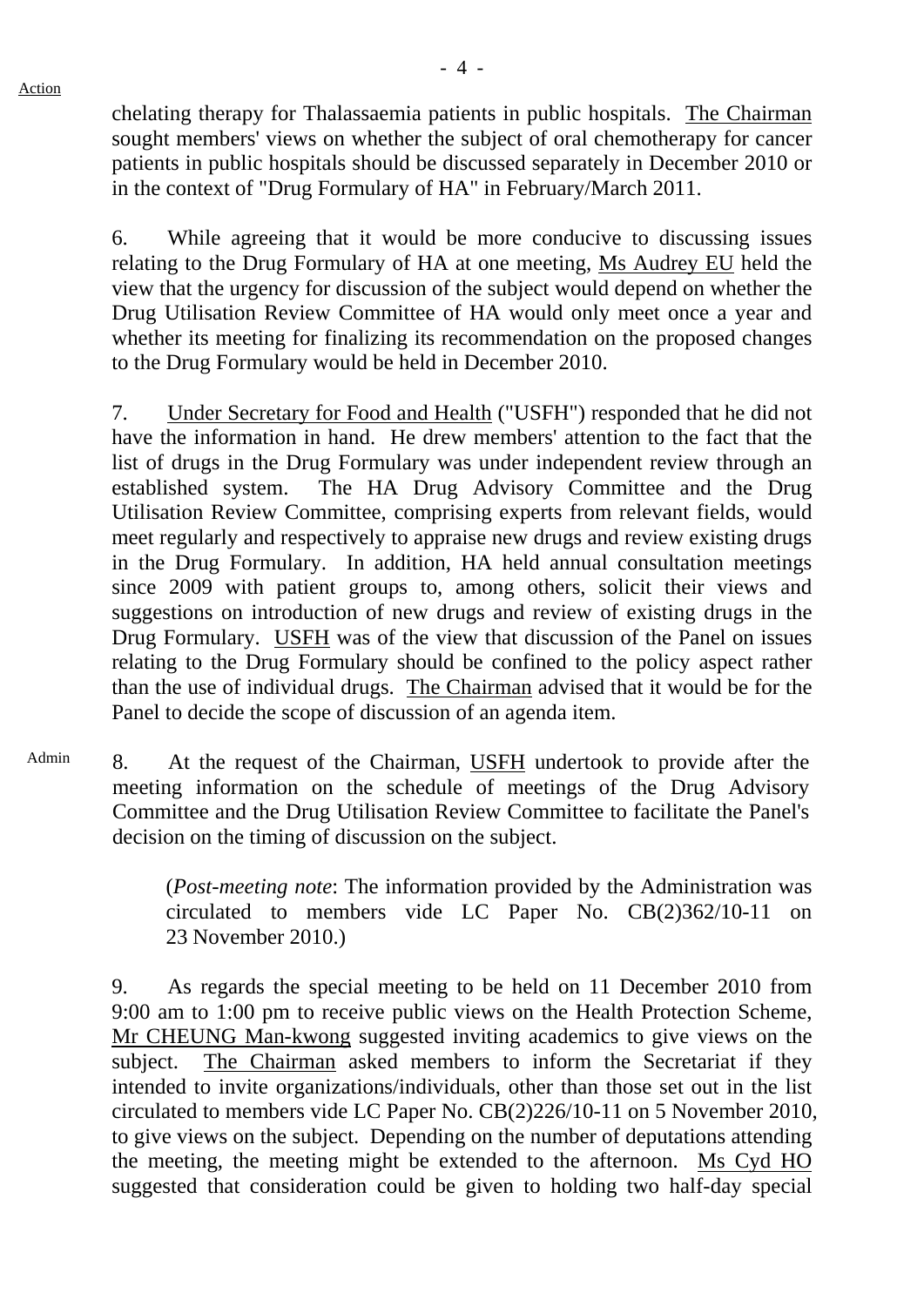chelating therapy for Thalassaemia patients in public hospitals. The Chairman sought members' views on whether the subject of oral chemotherapy for cancer patients in public hospitals should be discussed separately in December 2010 or in the context of "Drug Formulary of HA" in February/March 2011.

6. While agreeing that it would be more conducive to discussing issues relating to the Drug Formulary of HA at one meeting, Ms Audrey EU held the view that the urgency for discussion of the subject would depend on whether the Drug Utilisation Review Committee of HA would only meet once a year and whether its meeting for finalizing its recommendation on the proposed changes to the Drug Formulary would be held in December 2010.

7. Under Secretary for Food and Health ("USFH") responded that he did not have the information in hand. He drew members' attention to the fact that the list of drugs in the Drug Formulary was under independent review through an established system. The HA Drug Advisory Committee and the Drug Utilisation Review Committee, comprising experts from relevant fields, would meet regularly and respectively to appraise new drugs and review existing drugs in the Drug Formulary. In addition, HA held annual consultation meetings since 2009 with patient groups to, among others, solicit their views and suggestions on introduction of new drugs and review of existing drugs in the Drug Formulary. USFH was of the view that discussion of the Panel on issues relating to the Drug Formulary should be confined to the policy aspect rather than the use of individual drugs. The Chairman advised that it would be for the Panel to decide the scope of discussion of an agenda item.

Admin

8. At the request of the Chairman, USFH undertook to provide after the meeting information on the schedule of meetings of the Drug Advisory Committee and the Drug Utilisation Review Committee to facilitate the Panel's decision on the timing of discussion on the subject.

> (*Post-meeting note*: The information provided by the Administration was circulated to members vide LC Paper No. CB(2)362/10-11 on 23 November 2010.)

9. As regards the special meeting to be held on 11 December 2010 from 9:00 am to 1:00 pm to receive public views on the Health Protection Scheme, Mr CHEUNG Man-kwong suggested inviting academics to give views on the subject. The Chairman asked members to inform the Secretariat if they intended to invite organizations/individuals, other than those set out in the list circulated to members vide LC Paper No. CB(2)226/10-11 on 5 November 2010, to give views on the subject. Depending on the number of deputations attending the meeting, the meeting might be extended to the afternoon. Ms Cyd HO suggested that consideration could be given to holding two half-day special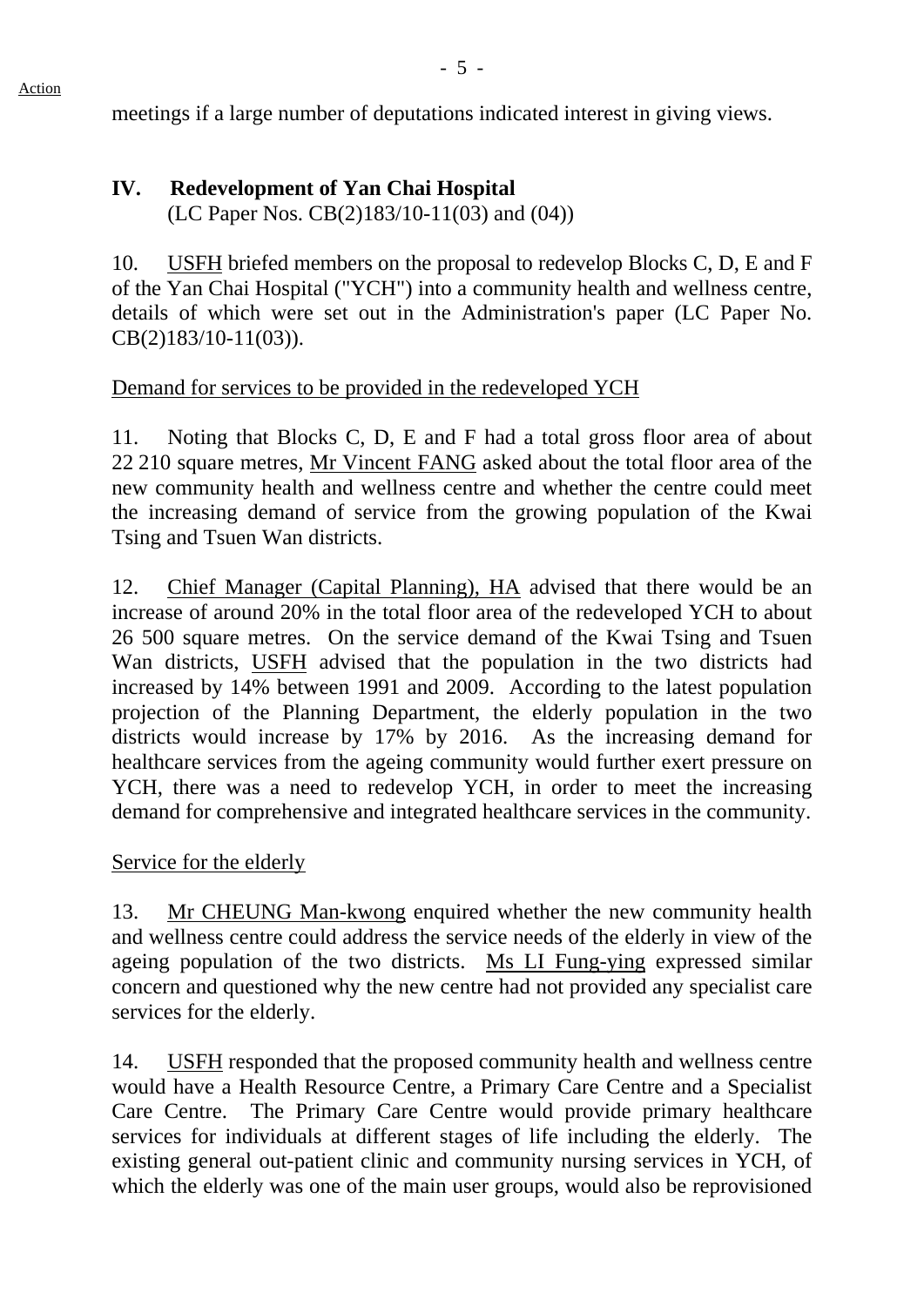meetings if a large number of deputations indicated interest in giving views.

## IV. Redevelopment of Yan Chai Hospital
(LC Paper Nos. CB(2)183/10-11(03) and (04))

10. USFH briefed members on the proposal to redevelop Blocks C, D, E and F of the Yan Chai Hospital ("YCH") into a community health and wellness centre, details of which were set out in the Administration's paper (LC Paper No. CB(2)183/10-11(03)).

Demand for services to be provided in the redeveloped YCH

11. Noting that Blocks C, D, E and F had a total gross floor area of about 22 210 square metres, Mr Vincent FANG asked about the total floor area of the new community health and wellness centre and whether the centre could meet the increasing demand of service from the growing population of the Kwai Tsing and Tsuen Wan districts.

12. Chief Manager (Capital Planning), HA advised that there would be an increase of around 20% in the total floor area of the redeveloped YCH to about 26 500 square metres. On the service demand of the Kwai Tsing and Tsuen Wan districts, USFH advised that the population in the two districts had increased by 14% between 1991 and 2009. According to the latest population projection of the Planning Department, the elderly population in the two districts would increase by 17% by 2016. As the increasing demand for healthcare services from the ageing community would further exert pressure on YCH, there was a need to redevelop YCH, in order to meet the increasing demand for comprehensive and integrated healthcare services in the community.

Service for the elderly

13. Mr CHEUNG Man-kwong enquired whether the new community health and wellness centre could address the service needs of the elderly in view of the ageing population of the two districts. Ms LI Fung-ying expressed similar concern and questioned why the new centre had not provided any specialist care services for the elderly.

14. USFH responded that the proposed community health and wellness centre would have a Health Resource Centre, a Primary Care Centre and a Specialist Care Centre. The Primary Care Centre would provide primary healthcare services for individuals at different stages of life including the elderly. The existing general out-patient clinic and community nursing services in YCH, of which the elderly was one of the main user groups, would also be reprovisioned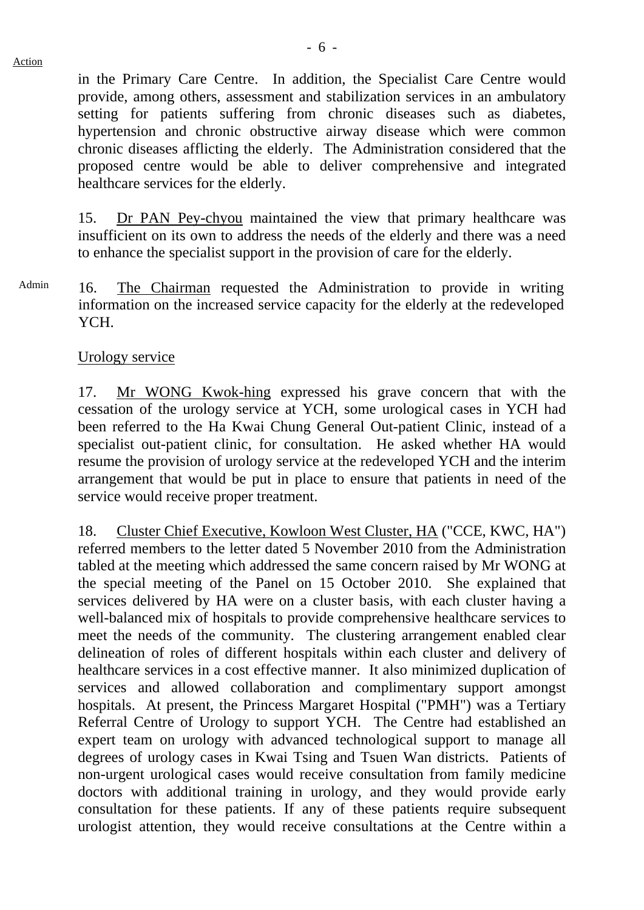Action

in the Primary Care Centre. In addition, the Specialist Care Centre would provide, among others, assessment and stabilization services in an ambulatory setting for patients suffering from chronic diseases such as diabetes, hypertension and chronic obstructive airway disease which were common chronic diseases afflicting the elderly. The Administration considered that the proposed centre would be able to deliver comprehensive and integrated healthcare services for the elderly.

15. Dr PAN Pey-chyou maintained the view that primary healthcare was insufficient on its own to address the needs of the elderly and there was a need to enhance the specialist support in the provision of care for the elderly.

Admin

16. The Chairman requested the Administration to provide in writing information on the increased service capacity for the elderly at the redeveloped YCH.

Urology service

17. Mr WONG Kwok-hing expressed his grave concern that with the cessation of the urology service at YCH, some urological cases in YCH had been referred to the Ha Kwai Chung General Out-patient Clinic, instead of a specialist out-patient clinic, for consultation. He asked whether HA would resume the provision of urology service at the redeveloped YCH and the interim arrangement that would be put in place to ensure that patients in need of the service would receive proper treatment.

18. Cluster Chief Executive, Kowloon West Cluster, HA ("CCE, KWC, HA") referred members to the letter dated 5 November 2010 from the Administration tabled at the meeting which addressed the same concern raised by Mr WONG at the special meeting of the Panel on 15 October 2010. She explained that services delivered by HA were on a cluster basis, with each cluster having a well-balanced mix of hospitals to provide comprehensive healthcare services to meet the needs of the community. The clustering arrangement enabled clear delineation of roles of different hospitals within each cluster and delivery of healthcare services in a cost effective manner. It also minimized duplication of services and allowed collaboration and complimentary support amongst hospitals. At present, the Princess Margaret Hospital ("PMH") was a Tertiary Referral Centre of Urology to support YCH. The Centre had established an expert team on urology with advanced technological support to manage all degrees of urology cases in Kwai Tsing and Tsuen Wan districts. Patients of non-urgent urological cases would receive consultation from family medicine doctors with additional training in urology, and they would provide early consultation for these patients. If any of these patients require subsequent urologist attention, they would receive consultations at the Centre within a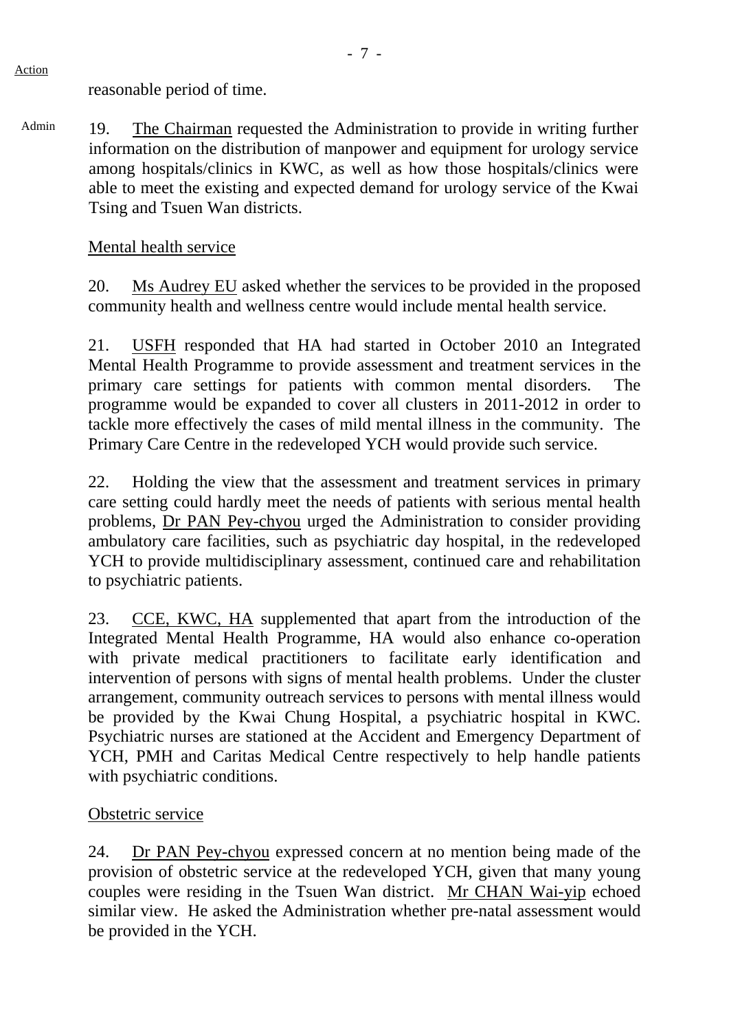Action

reasonable period of time.

Admin

19. The Chairman requested the Administration to provide in writing further information on the distribution of manpower and equipment for urology service among hospitals/clinics in KWC, as well as how those hospitals/clinics were able to meet the existing and expected demand for urology service of the Kwai Tsing and Tsuen Wan districts.

Mental health service

20. Ms Audrey EU asked whether the services to be provided in the proposed community health and wellness centre would include mental health service.

21. USFH responded that HA had started in October 2010 an Integrated Mental Health Programme to provide assessment and treatment services in the primary care settings for patients with common mental disorders. The programme would be expanded to cover all clusters in 2011-2012 in order to tackle more effectively the cases of mild mental illness in the community. The Primary Care Centre in the redeveloped YCH would provide such service.

22. Holding the view that the assessment and treatment services in primary care setting could hardly meet the needs of patients with serious mental health problems, Dr PAN Pey-chyou urged the Administration to consider providing ambulatory care facilities, such as psychiatric day hospital, in the redeveloped YCH to provide multidisciplinary assessment, continued care and rehabilitation to psychiatric patients.

23. CCE, KWC, HA supplemented that apart from the introduction of the Integrated Mental Health Programme, HA would also enhance co-operation with private medical practitioners to facilitate early identification and intervention of persons with signs of mental health problems. Under the cluster arrangement, community outreach services to persons with mental illness would be provided by the Kwai Chung Hospital, a psychiatric hospital in KWC. Psychiatric nurses are stationed at the Accident and Emergency Department of YCH, PMH and Caritas Medical Centre respectively to help handle patients with psychiatric conditions.

Obstetric service

24. Dr PAN Pey-chyou expressed concern at no mention being made of the provision of obstetric service at the redeveloped YCH, given that many young couples were residing in the Tsuen Wan district. Mr CHAN Wai-yip echoed similar view. He asked the Administration whether pre-natal assessment would be provided in the YCH.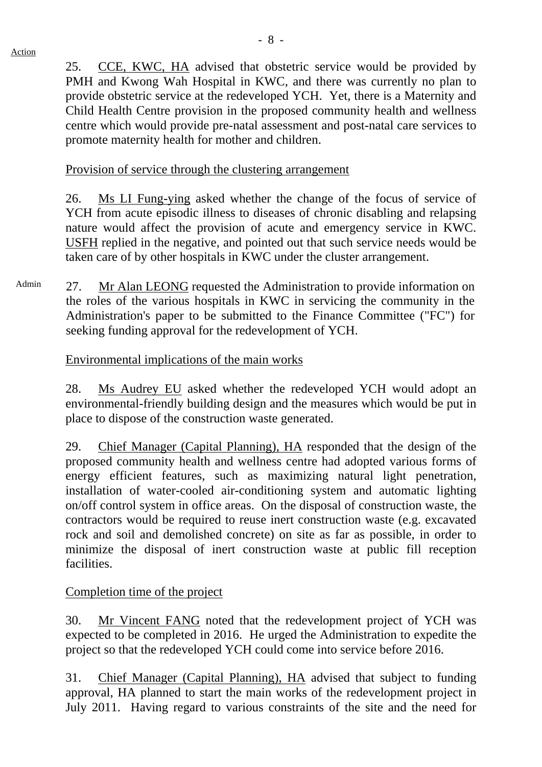25. CCE, KWC, HA advised that obstetric service would be provided by PMH and Kwong Wah Hospital in KWC, and there was currently no plan to provide obstetric service at the redeveloped YCH. Yet, there is a Maternity and Child Health Centre provision in the proposed community health and wellness centre which would provide pre-natal assessment and post-natal care services to promote maternity health for mother and children.

Provision of service through the clustering arrangement

26. Ms LI Fung-ying asked whether the change of the focus of service of YCH from acute episodic illness to diseases of chronic disabling and relapsing nature would affect the provision of acute and emergency service in KWC. USFH replied in the negative, and pointed out that such service needs would be taken care of by other hospitals in KWC under the cluster arrangement.

Admin

27. Mr Alan LEONG requested the Administration to provide information on the roles of the various hospitals in KWC in servicing the community in the Administration's paper to be submitted to the Finance Committee ("FC") for seeking funding approval for the redevelopment of YCH.

Environmental implications of the main works

28. Ms Audrey EU asked whether the redeveloped YCH would adopt an environmental-friendly building design and the measures which would be put in place to dispose of the construction waste generated.

29. Chief Manager (Capital Planning), HA responded that the design of the proposed community health and wellness centre had adopted various forms of energy efficient features, such as maximizing natural light penetration, installation of water-cooled air-conditioning system and automatic lighting on/off control system in office areas. On the disposal of construction waste, the contractors would be required to reuse inert construction waste (e.g. excavated rock and soil and demolished concrete) on site as far as possible, in order to minimize the disposal of inert construction waste at public fill reception facilities.

Completion time of the project

30. Mr Vincent FANG noted that the redevelopment project of YCH was expected to be completed in 2016. He urged the Administration to expedite the project so that the redeveloped YCH could come into service before 2016.

31. Chief Manager (Capital Planning), HA advised that subject to funding approval, HA planned to start the main works of the redevelopment project in July 2011. Having regard to various constraints of the site and the need for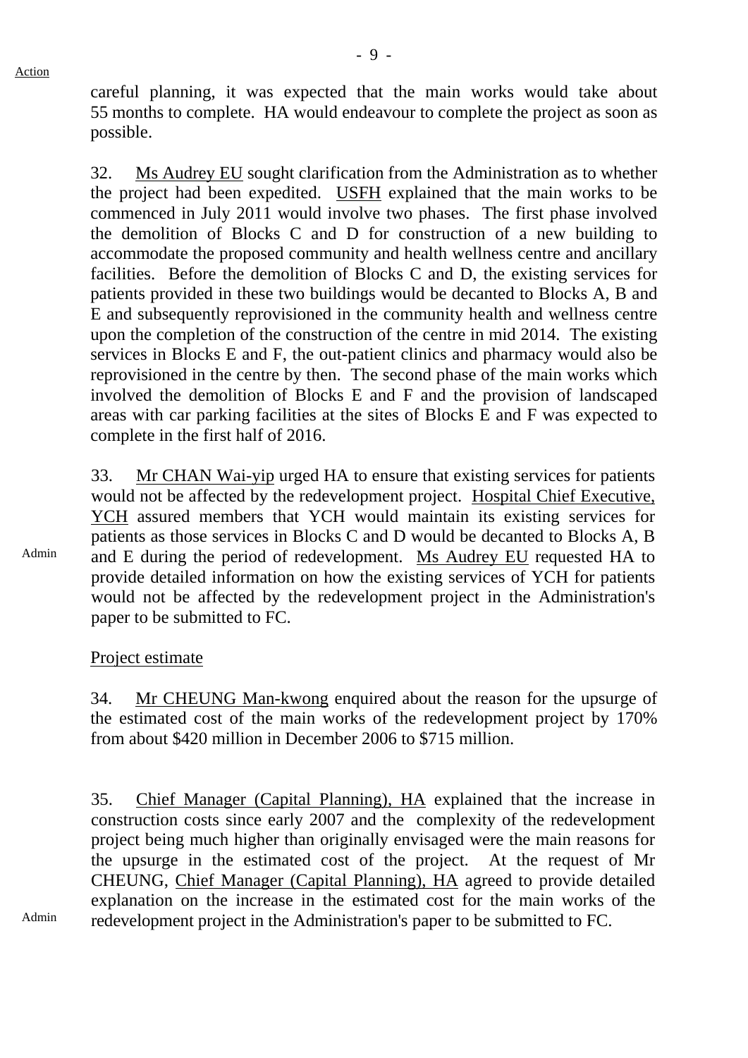careful planning, it was expected that the main works would take about 55 months to complete. HA would endeavour to complete the project as soon as possible.

32. Ms Audrey EU sought clarification from the Administration as to whether the project had been expedited. USFH explained that the main works to be commenced in July 2011 would involve two phases. The first phase involved the demolition of Blocks C and D for construction of a new building to accommodate the proposed community and health wellness centre and ancillary facilities. Before the demolition of Blocks C and D, the existing services for patients provided in these two buildings would be decanted to Blocks A, B and E and subsequently reprovisioned in the community health and wellness centre upon the completion of the construction of the centre in mid 2014. The existing services in Blocks E and F, the out-patient clinics and pharmacy would also be reprovisioned in the centre by then. The second phase of the main works which involved the demolition of Blocks E and F and the provision of landscaped areas with car parking facilities at the sites of Blocks E and F was expected to complete in the first half of 2016.

33. Mr CHAN Wai-yip urged HA to ensure that existing services for patients would not be affected by the redevelopment project. Hospital Chief Executive, YCH assured members that YCH would maintain its existing services for patients as those services in Blocks C and D would be decanted to Blocks A, B and E during the period of redevelopment. Ms Audrey EU requested HA to provide detailed information on how the existing services of YCH for patients would not be affected by the redevelopment project in the Administration's paper to be submitted to FC.

Admin

Project estimate

34. Mr CHEUNG Man-kwong enquired about the reason for the upsurge of the estimated cost of the main works of the redevelopment project by 170% from about $420 million in December 2006 to $715 million.

35. Chief Manager (Capital Planning), HA explained that the increase in construction costs since early 2007 and the complexity of the redevelopment project being much higher than originally envisaged were the main reasons for the upsurge in the estimated cost of the project. At the request of Mr CHEUNG, Chief Manager (Capital Planning), HA agreed to provide detailed explanation on the increase in the estimated cost for the main works of the redevelopment project in the Administration's paper to be submitted to FC.

Admin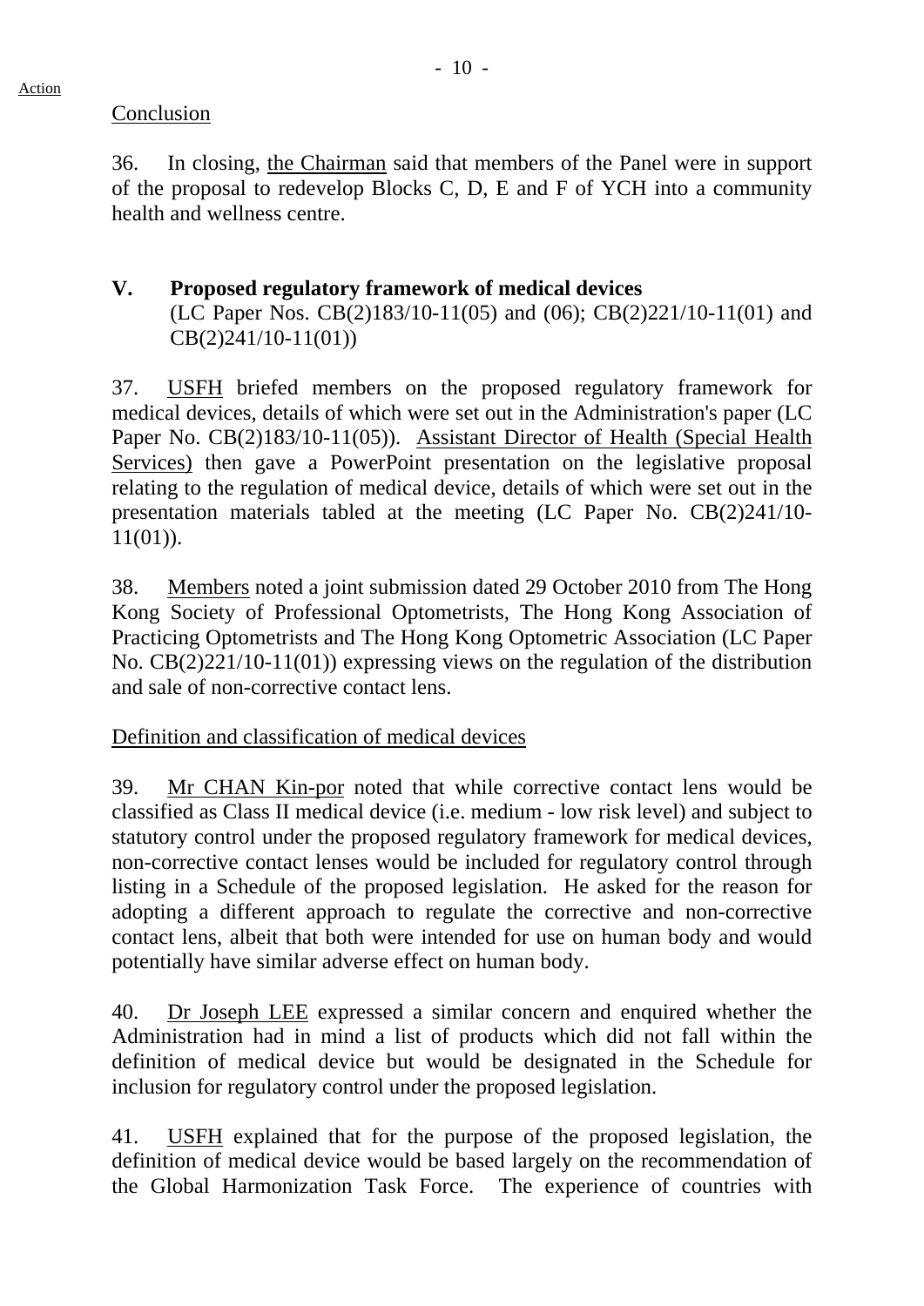Action

Conclusion

36. In closing, the Chairman said that members of the Panel were in support of the proposal to redevelop Blocks C, D, E and F of YCH into a community health and wellness centre.

## V. Proposed regulatory framework of medical devices

(LC Paper Nos. CB(2)183/10-11(05) and (06); CB(2)221/10-11(01) and CB(2)241/10-11(01))

37. USFH briefed members on the proposed regulatory framework for medical devices, details of which were set out in the Administration's paper (LC Paper No. CB(2)183/10-11(05)). Assistant Director of Health (Special Health Services) then gave a PowerPoint presentation on the legislative proposal relating to the regulation of medical device, details of which were set out in the presentation materials tabled at the meeting (LC Paper No. CB(2)241/10-11(01)).

38. Members noted a joint submission dated 29 October 2010 from The Hong Kong Society of Professional Optometrists, The Hong Kong Association of Practicing Optometrists and The Hong Kong Optometric Association (LC Paper No. CB(2)221/10-11(01)) expressing views on the regulation of the distribution and sale of non-corrective contact lens.

Definition and classification of medical devices

39. Mr CHAN Kin-por noted that while corrective contact lens would be classified as Class II medical device (i.e. medium - low risk level) and subject to statutory control under the proposed regulatory framework for medical devices, non-corrective contact lenses would be included for regulatory control through listing in a Schedule of the proposed legislation. He asked for the reason for adopting a different approach to regulate the corrective and non-corrective contact lens, albeit that both were intended for use on human body and would potentially have similar adverse effect on human body.

40. Dr Joseph LEE expressed a similar concern and enquired whether the Administration had in mind a list of products which did not fall within the definition of medical device but would be designated in the Schedule for inclusion for regulatory control under the proposed legislation.

41. USFH explained that for the purpose of the proposed legislation, the definition of medical device would be based largely on the recommendation of the Global Harmonization Task Force. The experience of countries with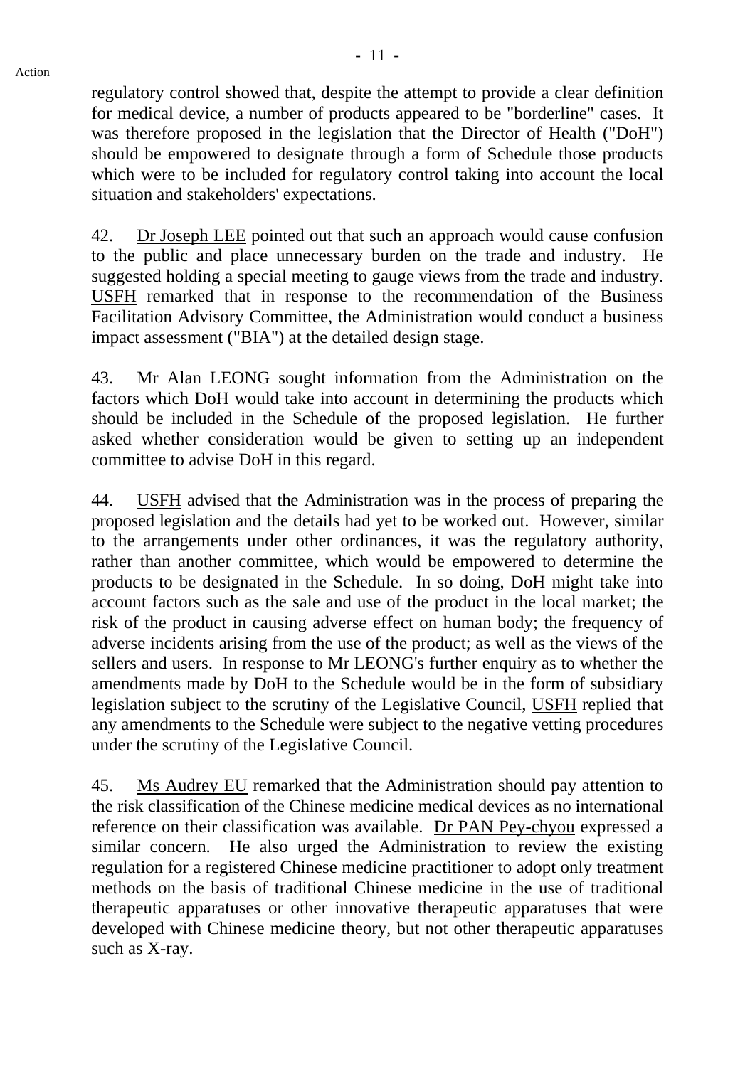regulatory control showed that, despite the attempt to provide a clear definition for medical device, a number of products appeared to be "borderline" cases. It was therefore proposed in the legislation that the Director of Health ("DoH") should be empowered to designate through a form of Schedule those products which were to be included for regulatory control taking into account the local situation and stakeholders' expectations.

42. Dr Joseph LEE pointed out that such an approach would cause confusion to the public and place unnecessary burden on the trade and industry. He suggested holding a special meeting to gauge views from the trade and industry. USFH remarked that in response to the recommendation of the Business Facilitation Advisory Committee, the Administration would conduct a business impact assessment ("BIA") at the detailed design stage.

43. Mr Alan LEONG sought information from the Administration on the factors which DoH would take into account in determining the products which should be included in the Schedule of the proposed legislation. He further asked whether consideration would be given to setting up an independent committee to advise DoH in this regard.

44. USFH advised that the Administration was in the process of preparing the proposed legislation and the details had yet to be worked out. However, similar to the arrangements under other ordinances, it was the regulatory authority, rather than another committee, which would be empowered to determine the products to be designated in the Schedule. In so doing, DoH might take into account factors such as the sale and use of the product in the local market; the risk of the product in causing adverse effect on human body; the frequency of adverse incidents arising from the use of the product; as well as the views of the sellers and users. In response to Mr LEONG's further enquiry as to whether the amendments made by DoH to the Schedule would be in the form of subsidiary legislation subject to the scrutiny of the Legislative Council, USFH replied that any amendments to the Schedule were subject to the negative vetting procedures under the scrutiny of the Legislative Council.

45. Ms Audrey EU remarked that the Administration should pay attention to the risk classification of the Chinese medicine medical devices as no international reference on their classification was available. Dr PAN Pey-chyou expressed a similar concern. He also urged the Administration to review the existing regulation for a registered Chinese medicine practitioner to adopt only treatment methods on the basis of traditional Chinese medicine in the use of traditional therapeutic apparatuses or other innovative therapeutic apparatuses that were developed with Chinese medicine theory, but not other therapeutic apparatuses such as X-ray.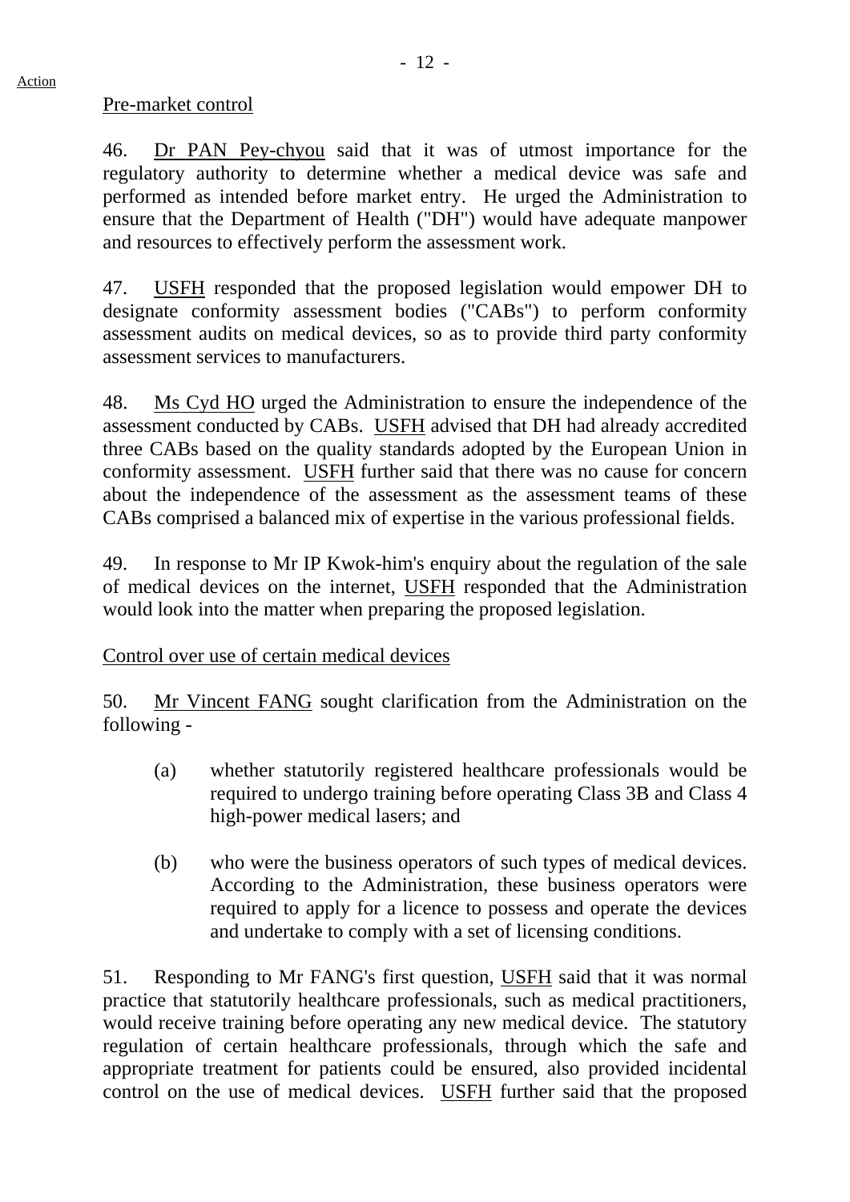Pre-market control

46. Dr PAN Pey-chyou said that it was of utmost importance for the regulatory authority to determine whether a medical device was safe and performed as intended before market entry. He urged the Administration to ensure that the Department of Health ("DH") would have adequate manpower and resources to effectively perform the assessment work.

47. USFH responded that the proposed legislation would empower DH to designate conformity assessment bodies ("CABs") to perform conformity assessment audits on medical devices, so as to provide third party conformity assessment services to manufacturers.

48. Ms Cyd HO urged the Administration to ensure the independence of the assessment conducted by CABs. USFH advised that DH had already accredited three CABs based on the quality standards adopted by the European Union in conformity assessment. USFH further said that there was no cause for concern about the independence of the assessment as the assessment teams of these CABs comprised a balanced mix of expertise in the various professional fields.

49. In response to Mr IP Kwok-him's enquiry about the regulation of the sale of medical devices on the internet, USFH responded that the Administration would look into the matter when preparing the proposed legislation.

Control over use of certain medical devices

50. Mr Vincent FANG sought clarification from the Administration on the following -

(a) whether statutorily registered healthcare professionals would be required to undergo training before operating Class 3B and Class 4 high-power medical lasers; and

(b) who were the business operators of such types of medical devices. According to the Administration, these business operators were required to apply for a licence to possess and operate the devices and undertake to comply with a set of licensing conditions.

51. Responding to Mr FANG's first question, USFH said that it was normal practice that statutorily healthcare professionals, such as medical practitioners, would receive training before operating any new medical device. The statutory regulation of certain healthcare professionals, through which the safe and appropriate treatment for patients could be ensured, also provided incidental control on the use of medical devices. USFH further said that the proposed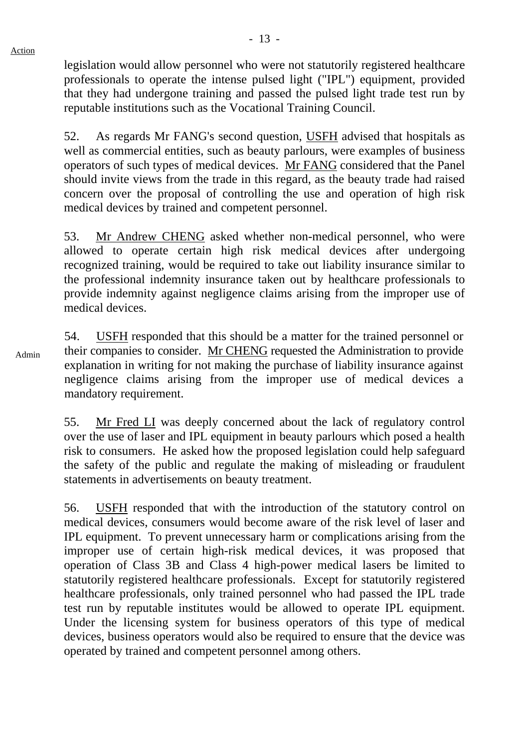legislation would allow personnel who were not statutorily registered healthcare professionals to operate the intense pulsed light ("IPL") equipment, provided that they had undergone training and passed the pulsed light trade test run by reputable institutions such as the Vocational Training Council.

52. As regards Mr FANG's second question, USFH advised that hospitals as well as commercial entities, such as beauty parlours, were examples of business operators of such types of medical devices. Mr FANG considered that the Panel should invite views from the trade in this regard, as the beauty trade had raised concern over the proposal of controlling the use and operation of high risk medical devices by trained and competent personnel.

53. Mr Andrew CHENG asked whether non-medical personnel, who were allowed to operate certain high risk medical devices after undergoing recognized training, would be required to take out liability insurance similar to the professional indemnity insurance taken out by healthcare professionals to provide indemnity against negligence claims arising from the improper use of medical devices.

54. USFH responded that this should be a matter for the trained personnel or their companies to consider. Mr CHENG requested the Administration to provide explanation in writing for not making the purchase of liability insurance against negligence claims arising from the improper use of medical devices a mandatory requirement. *(Action: Admin)*

55. Mr Fred LI was deeply concerned about the lack of regulatory control over the use of laser and IPL equipment in beauty parlours which posed a health risk to consumers. He asked how the proposed legislation could help safeguard the safety of the public and regulate the making of misleading or fraudulent statements in advertisements on beauty treatment.

56. USFH responded that with the introduction of the statutory control on medical devices, consumers would become aware of the risk level of laser and IPL equipment. To prevent unnecessary harm or complications arising from the improper use of certain high-risk medical devices, it was proposed that operation of Class 3B and Class 4 high-power medical lasers be limited to statutorily registered healthcare professionals. Except for statutorily registered healthcare professionals, only trained personnel who had passed the IPL trade test run by reputable institutes would be allowed to operate IPL equipment. Under the licensing system for business operators of this type of medical devices, business operators would also be required to ensure that the device was operated by trained and competent personnel among others.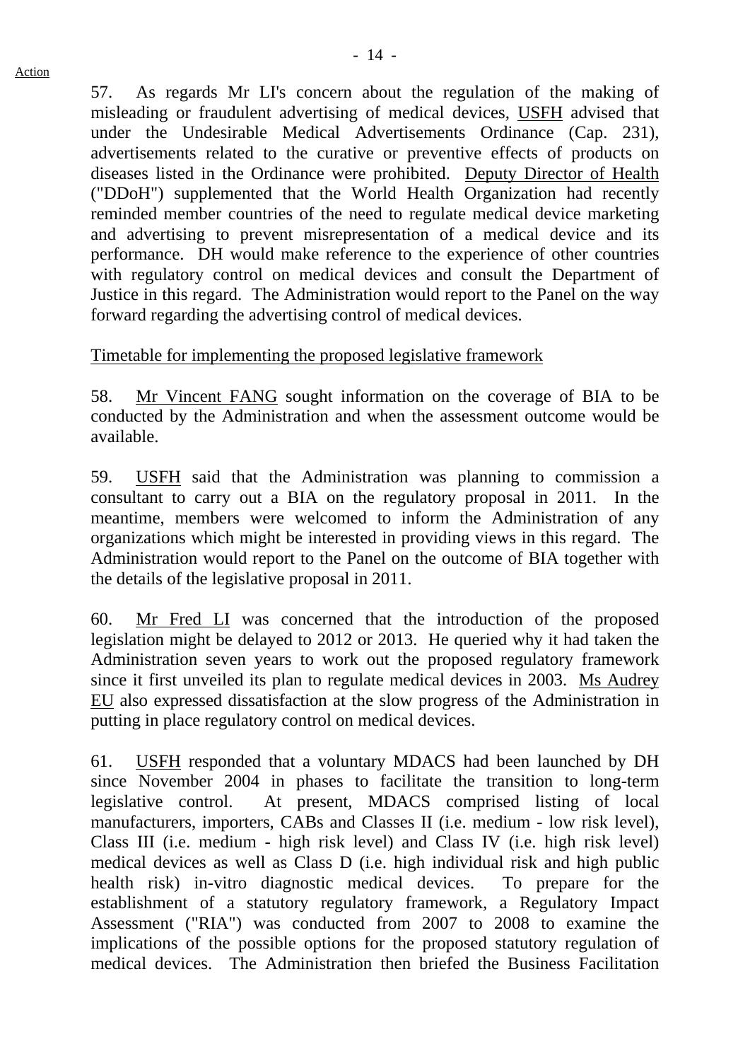57. As regards Mr LI's concern about the regulation of the making of misleading or fraudulent advertising of medical devices, USFH advised that under the Undesirable Medical Advertisements Ordinance (Cap. 231), advertisements related to the curative or preventive effects of products on diseases listed in the Ordinance were prohibited. Deputy Director of Health ("DDoH") supplemented that the World Health Organization had recently reminded member countries of the need to regulate medical device marketing and advertising to prevent misrepresentation of a medical device and its performance. DH would make reference to the experience of other countries with regulatory control on medical devices and consult the Department of Justice in this regard. The Administration would report to the Panel on the way forward regarding the advertising control of medical devices.

Timetable for implementing the proposed legislative framework

58. Mr Vincent FANG sought information on the coverage of BIA to be conducted by the Administration and when the assessment outcome would be available.

59. USFH said that the Administration was planning to commission a consultant to carry out a BIA on the regulatory proposal in 2011. In the meantime, members were welcomed to inform the Administration of any organizations which might be interested in providing views in this regard. The Administration would report to the Panel on the outcome of BIA together with the details of the legislative proposal in 2011.

60. Mr Fred LI was concerned that the introduction of the proposed legislation might be delayed to 2012 or 2013. He queried why it had taken the Administration seven years to work out the proposed regulatory framework since it first unveiled its plan to regulate medical devices in 2003. Ms Audrey EU also expressed dissatisfaction at the slow progress of the Administration in putting in place regulatory control on medical devices.

61. USFH responded that a voluntary MDACS had been launched by DH since November 2004 in phases to facilitate the transition to long-term legislative control. At present, MDACS comprised listing of local manufacturers, importers, CABs and Classes II (i.e. medium - low risk level), Class III (i.e. medium - high risk level) and Class IV (i.e. high risk level) medical devices as well as Class D (i.e. high individual risk and high public health risk) in-vitro diagnostic medical devices. To prepare for the establishment of a statutory regulatory framework, a Regulatory Impact Assessment ("RIA") was conducted from 2007 to 2008 to examine the implications of the possible options for the proposed statutory regulation of medical devices. The Administration then briefed the Business Facilitation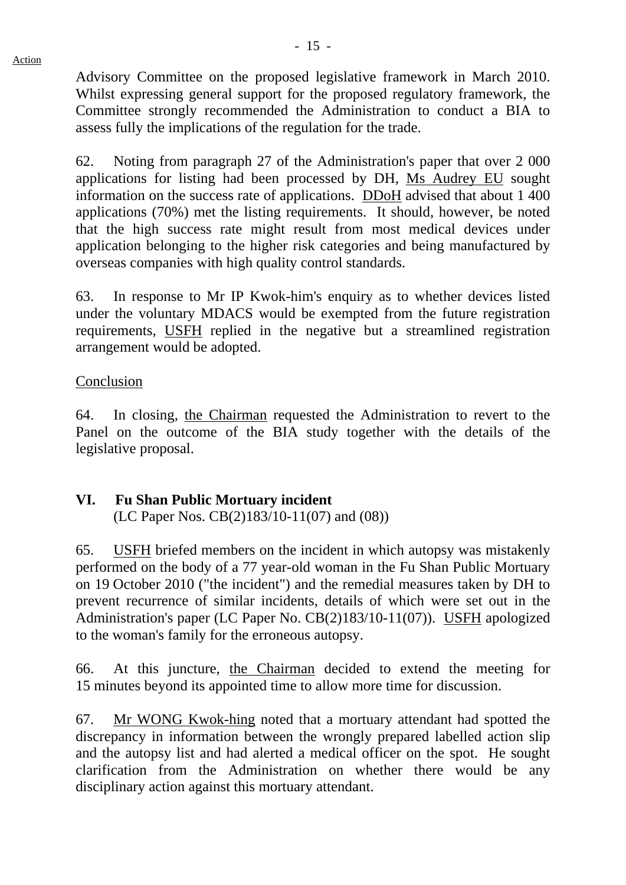Advisory Committee on the proposed legislative framework in March 2010. Whilst expressing general support for the proposed regulatory framework, the Committee strongly recommended the Administration to conduct a BIA to assess fully the implications of the regulation for the trade.

62. Noting from paragraph 27 of the Administration's paper that over 2 000 applications for listing had been processed by DH, Ms Audrey EU sought information on the success rate of applications. DDoH advised that about 1 400 applications (70%) met the listing requirements. It should, however, be noted that the high success rate might result from most medical devices under application belonging to the higher risk categories and being manufactured by overseas companies with high quality control standards.

63. In response to Mr IP Kwok-him's enquiry as to whether devices listed under the voluntary MDACS would be exempted from the future registration requirements, USFH replied in the negative but a streamlined registration arrangement would be adopted.

Conclusion

64. In closing, the Chairman requested the Administration to revert to the Panel on the outcome of the BIA study together with the details of the legislative proposal.

## VI. Fu Shan Public Mortuary incident

(LC Paper Nos. CB(2)183/10-11(07) and (08))

65. USFH briefed members on the incident in which autopsy was mistakenly performed on the body of a 77 year-old woman in the Fu Shan Public Mortuary on 19 October 2010 ("the incident") and the remedial measures taken by DH to prevent recurrence of similar incidents, details of which were set out in the Administration's paper (LC Paper No. CB(2)183/10-11(07)). USFH apologized to the woman's family for the erroneous autopsy.

66. At this juncture, the Chairman decided to extend the meeting for 15 minutes beyond its appointed time to allow more time for discussion.

67. Mr WONG Kwok-hing noted that a mortuary attendant had spotted the discrepancy in information between the wrongly prepared labelled action slip and the autopsy list and had alerted a medical officer on the spot. He sought clarification from the Administration on whether there would be any disciplinary action against this mortuary attendant.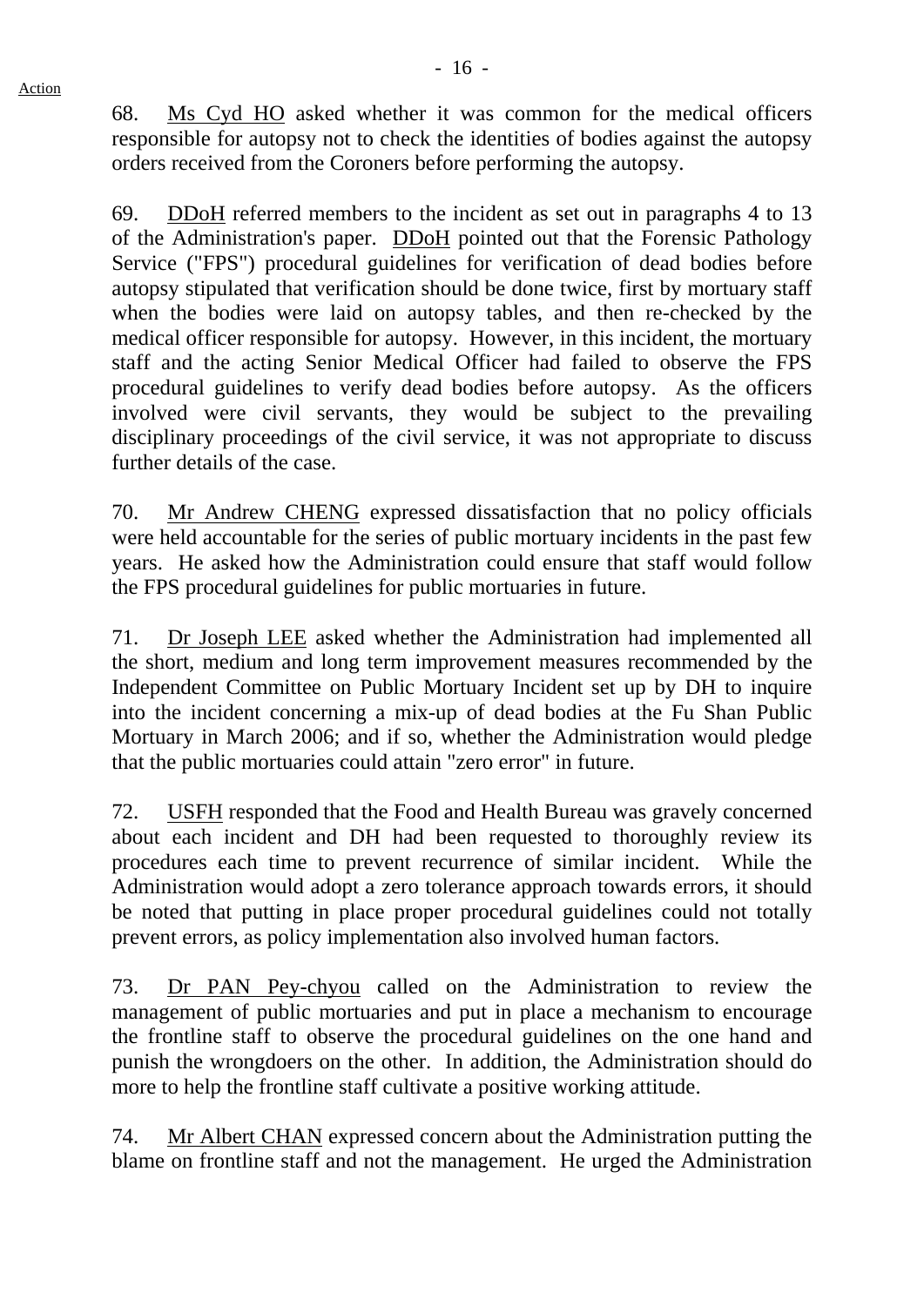68. Ms Cyd HO asked whether it was common for the medical officers responsible for autopsy not to check the identities of bodies against the autopsy orders received from the Coroners before performing the autopsy.

69. DDoH referred members to the incident as set out in paragraphs 4 to 13 of the Administration's paper. DDoH pointed out that the Forensic Pathology Service ("FPS") procedural guidelines for verification of dead bodies before autopsy stipulated that verification should be done twice, first by mortuary staff when the bodies were laid on autopsy tables, and then re-checked by the medical officer responsible for autopsy. However, in this incident, the mortuary staff and the acting Senior Medical Officer had failed to observe the FPS procedural guidelines to verify dead bodies before autopsy. As the officers involved were civil servants, they would be subject to the prevailing disciplinary proceedings of the civil service, it was not appropriate to discuss further details of the case.

70. Mr Andrew CHENG expressed dissatisfaction that no policy officials were held accountable for the series of public mortuary incidents in the past few years. He asked how the Administration could ensure that staff would follow the FPS procedural guidelines for public mortuaries in future.

71. Dr Joseph LEE asked whether the Administration had implemented all the short, medium and long term improvement measures recommended by the Independent Committee on Public Mortuary Incident set up by DH to inquire into the incident concerning a mix-up of dead bodies at the Fu Shan Public Mortuary in March 2006; and if so, whether the Administration would pledge that the public mortuaries could attain "zero error" in future.

72. USFH responded that the Food and Health Bureau was gravely concerned about each incident and DH had been requested to thoroughly review its procedures each time to prevent recurrence of similar incident. While the Administration would adopt a zero tolerance approach towards errors, it should be noted that putting in place proper procedural guidelines could not totally prevent errors, as policy implementation also involved human factors.

73. Dr PAN Pey-chyou called on the Administration to review the management of public mortuaries and put in place a mechanism to encourage the frontline staff to observe the procedural guidelines on the one hand and punish the wrongdoers on the other. In addition, the Administration should do more to help the frontline staff cultivate a positive working attitude.

74. Mr Albert CHAN expressed concern about the Administration putting the blame on frontline staff and not the management. He urged the Administration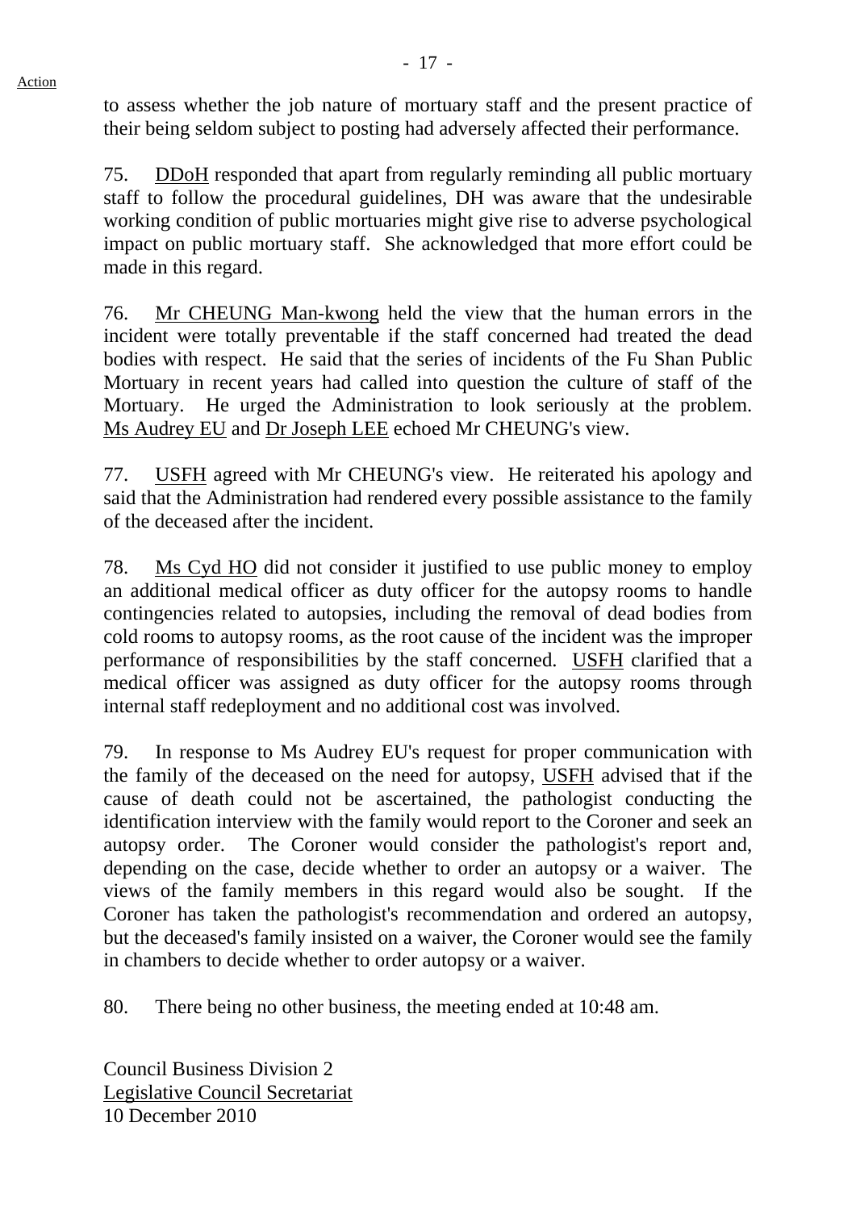to assess whether the job nature of mortuary staff and the present practice of their being seldom subject to posting had adversely affected their performance.

75. DDoH responded that apart from regularly reminding all public mortuary staff to follow the procedural guidelines, DH was aware that the undesirable working condition of public mortuaries might give rise to adverse psychological impact on public mortuary staff. She acknowledged that more effort could be made in this regard.

76. Mr CHEUNG Man-kwong held the view that the human errors in the incident were totally preventable if the staff concerned had treated the dead bodies with respect. He said that the series of incidents of the Fu Shan Public Mortuary in recent years had called into question the culture of staff of the Mortuary. He urged the Administration to look seriously at the problem. Ms Audrey EU and Dr Joseph LEE echoed Mr CHEUNG's view.

77. USFH agreed with Mr CHEUNG's view. He reiterated his apology and said that the Administration had rendered every possible assistance to the family of the deceased after the incident.

78. Ms Cyd HO did not consider it justified to use public money to employ an additional medical officer as duty officer for the autopsy rooms to handle contingencies related to autopsies, including the removal of dead bodies from cold rooms to autopsy rooms, as the root cause of the incident was the improper performance of responsibilities by the staff concerned. USFH clarified that a medical officer was assigned as duty officer for the autopsy rooms through internal staff redeployment and no additional cost was involved.

79. In response to Ms Audrey EU's request for proper communication with the family of the deceased on the need for autopsy, USFH advised that if the cause of death could not be ascertained, the pathologist conducting the identification interview with the family would report to the Coroner and seek an autopsy order. The Coroner would consider the pathologist's report and, depending on the case, decide whether to order an autopsy or a waiver. The views of the family members in this regard would also be sought. If the Coroner has taken the pathologist's recommendation and ordered an autopsy, but the deceased's family insisted on a waiver, the Coroner would see the family in chambers to decide whether to order autopsy or a waiver.

80. There being no other business, the meeting ended at 10:48 am.

Council Business Division 2
Legislative Council Secretariat
10 December 2010